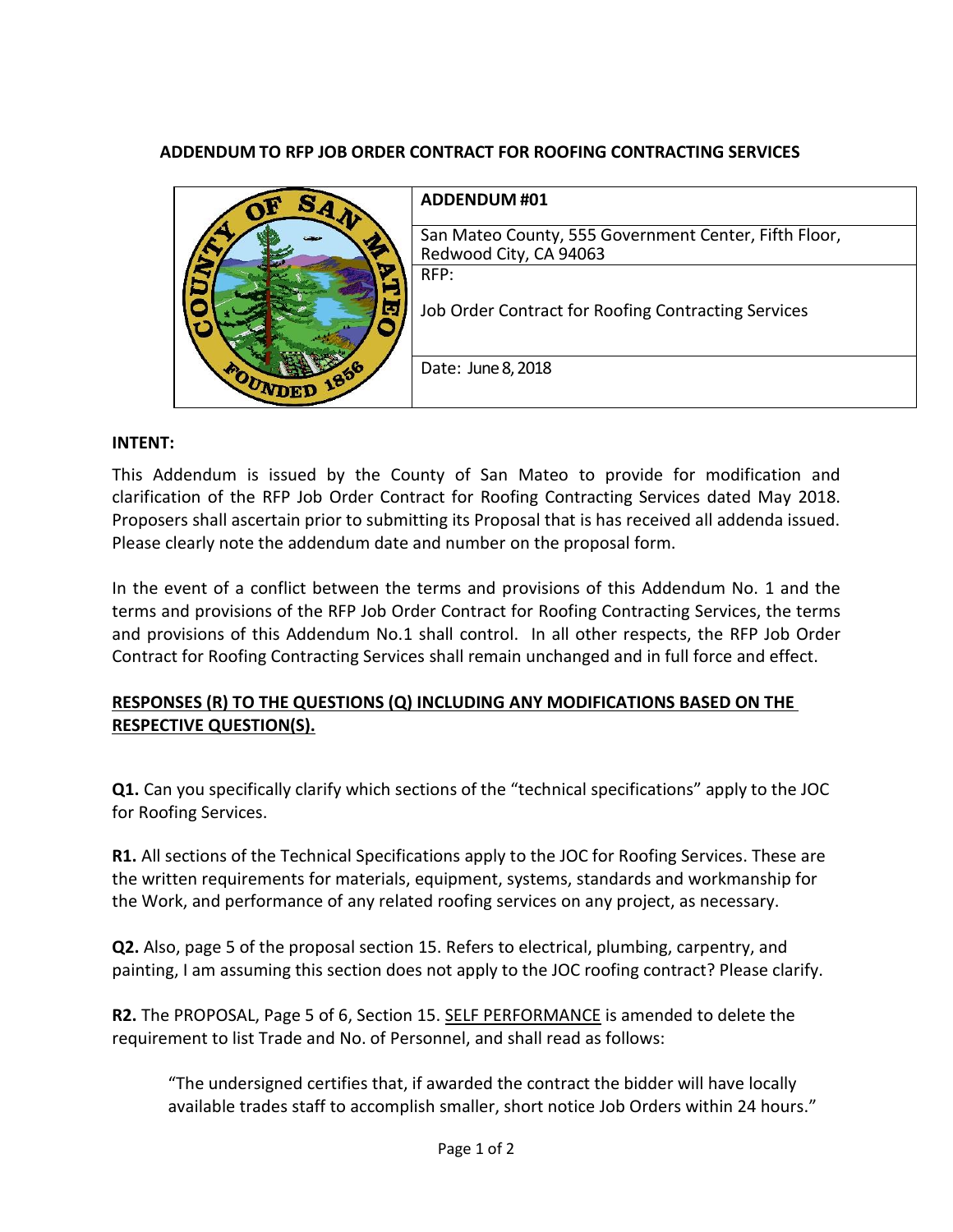# ADDENDUM TO RFP JOB ORDER CONTRACT FOR ROOFING CONTRACTING SERVICES

| | |
|---|---|
| | **ADDENDUM #01** |
| | San Mateo County, 555 Government Center, Fifth Floor, Redwood City, CA 94063 |
| | RFP:<br><br>Job Order Contract for Roofing Contracting Services |
| | Date: June 8, 2018 |

**INTENT:**

This Addendum is issued by the County of San Mateo to provide for modification and clarification of the RFP Job Order Contract for Roofing Contracting Services dated May 2018. Proposers shall ascertain prior to submitting its Proposal that is has received all addenda issued. Please clearly note the addendum date and number on the proposal form.

In the event of a conflict between the terms and provisions of this Addendum No. 1 and the terms and provisions of the RFP Job Order Contract for Roofing Contracting Services, the terms and provisions of this Addendum No.1 shall control. In all other respects, the RFP Job Order Contract for Roofing Contracting Services shall remain unchanged and in full force and effect.

**RESPONSES (R) TO THE QUESTIONS (Q) INCLUDING ANY MODIFICATIONS BASED ON THE RESPECTIVE QUESTION(S).**

**Q1.** Can you specifically clarify which sections of the "technical specifications" apply to the JOC for Roofing Services.

**R1.** All sections of the Technical Specifications apply to the JOC for Roofing Services. These are the written requirements for materials, equipment, systems, standards and workmanship for the Work, and performance of any related roofing services on any project, as necessary.

**Q2.** Also, page 5 of the proposal section 15. Refers to electrical, plumbing, carpentry, and painting, I am assuming this section does not apply to the JOC roofing contract? Please clarify.

**R2.** The PROPOSAL, Page 5 of 6, Section 15. SELF PERFORMANCE is amended to delete the requirement to list Trade and No. of Personnel, and shall read as follows:

> "The undersigned certifies that, if awarded the contract the bidder will have locally available trades staff to accomplish smaller, short notice Job Orders within 24 hours."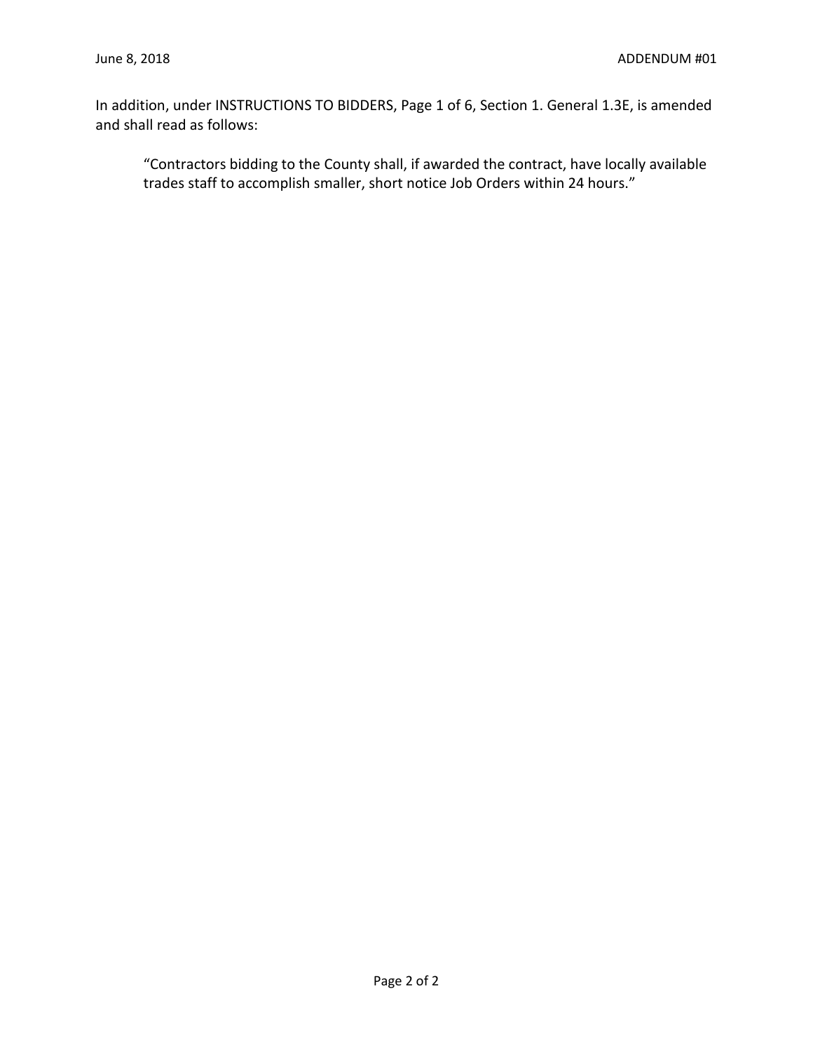In addition, under INSTRUCTIONS TO BIDDERS, Page 1 of 6, Section 1. General 1.3E, is amended and shall read as follows:

> "Contractors bidding to the County shall, if awarded the contract, have locally available trades staff to accomplish smaller, short notice Job Orders within 24 hours."